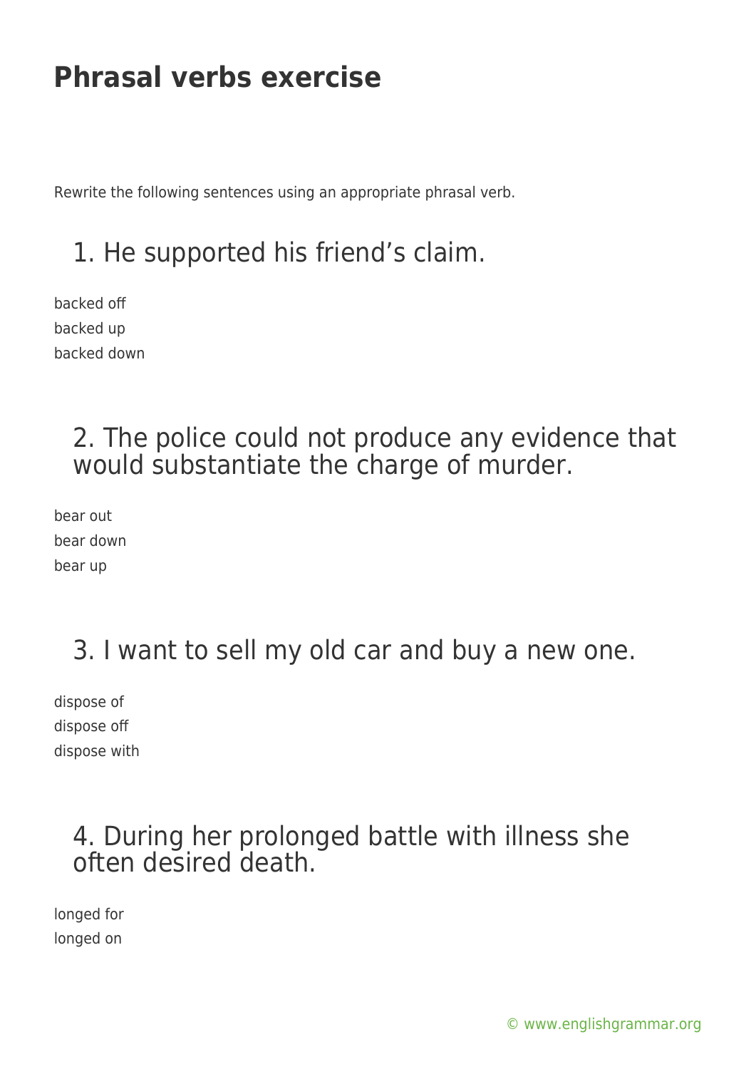# Phrasal verbs exercise

Rewrite the following sentences using an appropriate phrasal verb.

## 1. He supported his friend's claim.

backed off  
backed up  
backed down

## 2. The police could not produce any evidence that would substantiate the charge of murder.

bear out  
bear down  
bear up

## 3. I want to sell my old car and buy a new one.

dispose of  
dispose off  
dispose with

## 4. During her prolonged battle with illness she often desired death.

longed for  
longed on

© www.englishgrammar.org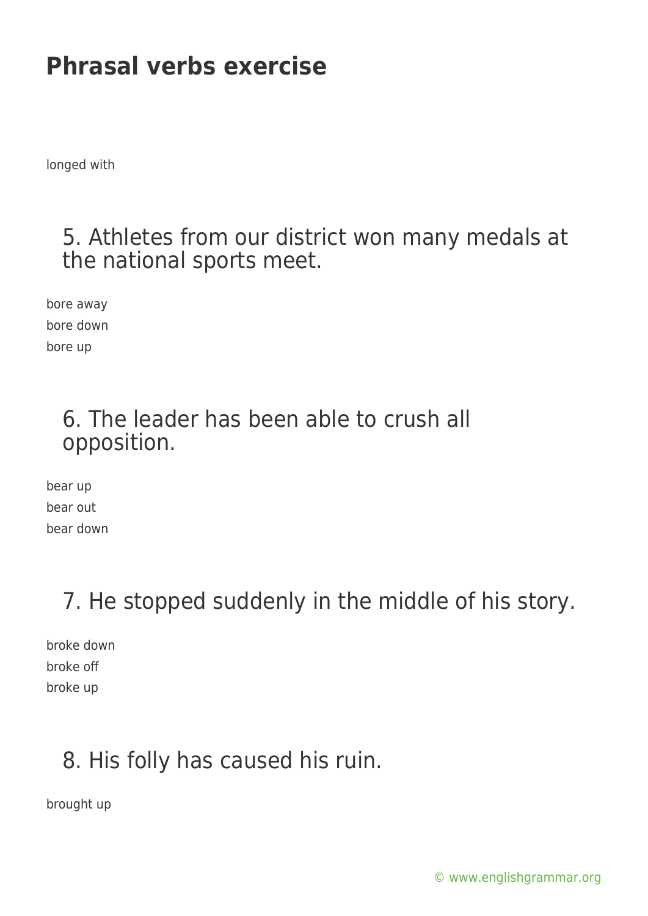# Phrasal verbs exercise

longed with

## 5. Athletes from our district won many medals at the national sports meet.

bore away
bore down
bore up

## 6. The leader has been able to crush all opposition.

bear up
bear out
bear down

## 7. He stopped suddenly in the middle of his story.

broke down
broke off
broke up

## 8. His folly has caused his ruin.

brought up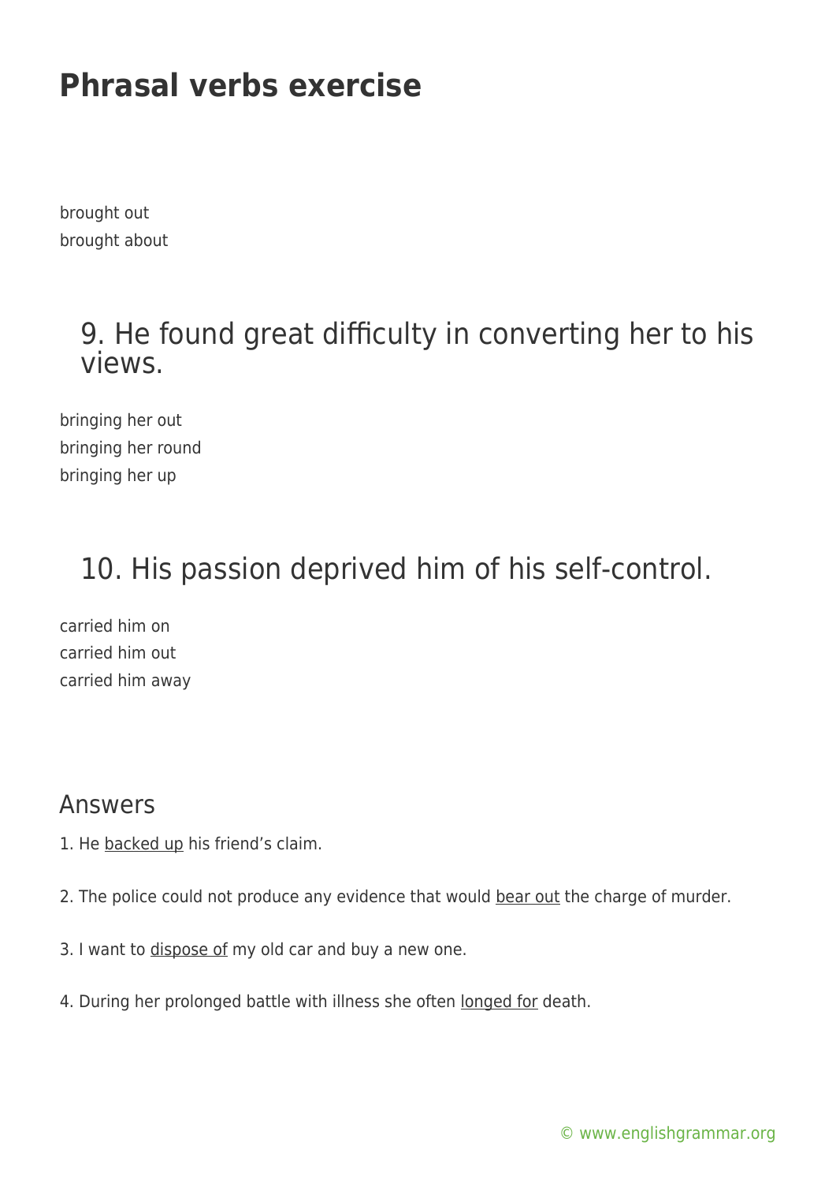# Phrasal verbs exercise

brought out
brought about

## 9. He found great difficulty in converting her to his views.

bringing her out
bringing her round
bringing her up

## 10. His passion deprived him of his self-control.

carried him on
carried him out
carried him away

## Answers

1. He <u>backed up</u> his friend's claim.

2. The police could not produce any evidence that would <u>bear out</u> the charge of murder.

3. I want to <u>dispose of</u> my old car and buy a new one.

4. During her prolonged battle with illness she often <u>longed for</u> death.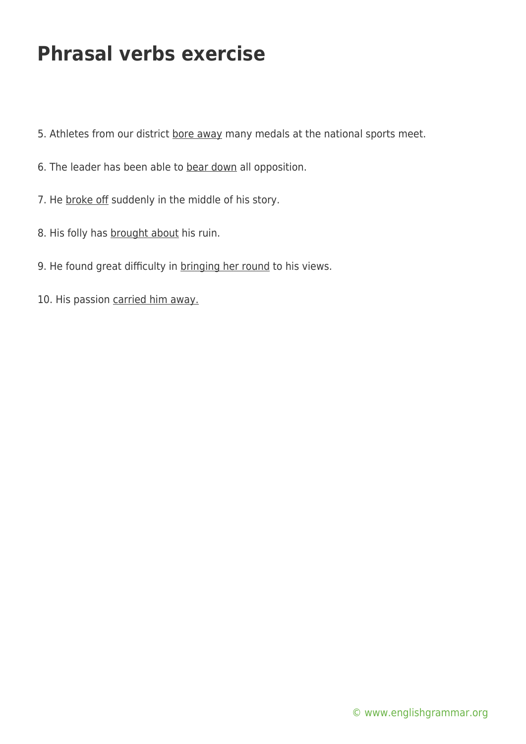# Phrasal verbs exercise

5. Athletes from our district <u>bore away</u> many medals at the national sports meet.

6. The leader has been able to <u>bear down</u> all opposition.

7. He <u>broke off</u> suddenly in the middle of his story.

8. His folly has <u>brought about</u> his ruin.

9. He found great difficulty in <u>bringing her round</u> to his views.

10. His passion <u>carried him away.</u>

© www.englishgrammar.org